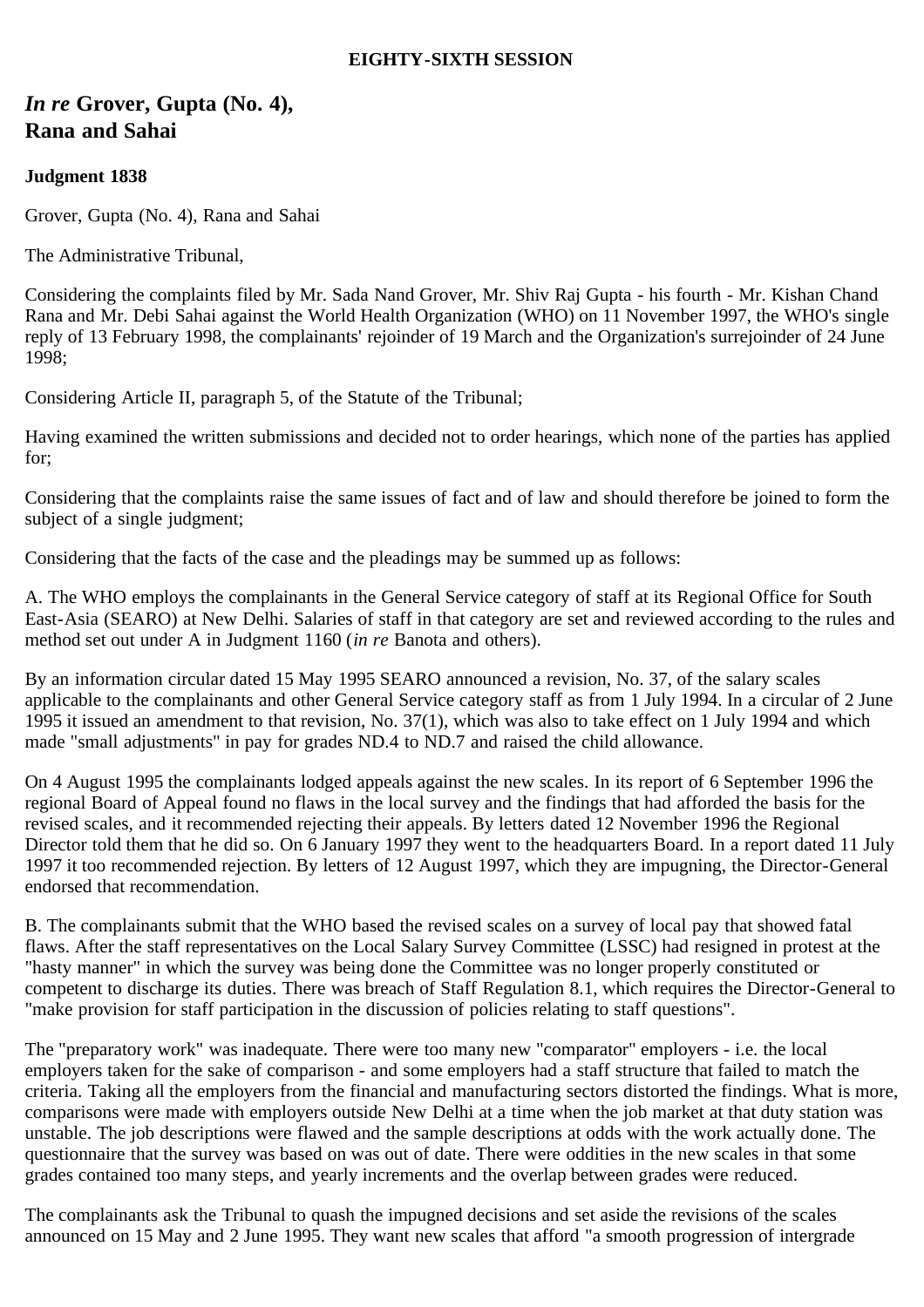**EIGHTY-SIXTH SESSION**

# *In re* Grover, Gupta (No. 4), Rana and Sahai

**Judgment 1838**

Grover, Gupta (No. 4), Rana and Sahai

The Administrative Tribunal,

Considering the complaints filed by Mr. Sada Nand Grover, Mr. Shiv Raj Gupta - his fourth - Mr. Kishan Chand Rana and Mr. Debi Sahai against the World Health Organization (WHO) on 11 November 1997, the WHO's single reply of 13 February 1998, the complainants' rejoinder of 19 March and the Organization's surrejoinder of 24 June 1998;

Considering Article II, paragraph 5, of the Statute of the Tribunal;

Having examined the written submissions and decided not to order hearings, which none of the parties has applied for;

Considering that the complaints raise the same issues of fact and of law and should therefore be joined to form the subject of a single judgment;

Considering that the facts of the case and the pleadings may be summed up as follows:

A. The WHO employs the complainants in the General Service category of staff at its Regional Office for South East-Asia (SEARO) at New Delhi. Salaries of staff in that category are set and reviewed according to the rules and method set out under A in Judgment 1160 (*in re* Banota and others).

By an information circular dated 15 May 1995 SEARO announced a revision, No. 37, of the salary scales applicable to the complainants and other General Service category staff as from 1 July 1994. In a circular of 2 June 1995 it issued an amendment to that revision, No. 37(1), which was also to take effect on 1 July 1994 and which made "small adjustments" in pay for grades ND.4 to ND.7 and raised the child allowance.

On 4 August 1995 the complainants lodged appeals against the new scales. In its report of 6 September 1996 the regional Board of Appeal found no flaws in the local survey and the findings that had afforded the basis for the revised scales, and it recommended rejecting their appeals. By letters dated 12 November 1996 the Regional Director told them that he did so. On 6 January 1997 they went to the headquarters Board. In a report dated 11 July 1997 it too recommended rejection. By letters of 12 August 1997, which they are impugning, the Director-General endorsed that recommendation.

B. The complainants submit that the WHO based the revised scales on a survey of local pay that showed fatal flaws. After the staff representatives on the Local Salary Survey Committee (LSSC) had resigned in protest at the "hasty manner" in which the survey was being done the Committee was no longer properly constituted or competent to discharge its duties. There was breach of Staff Regulation 8.1, which requires the Director-General to "make provision for staff participation in the discussion of policies relating to staff questions".

The "preparatory work" was inadequate. There were too many new "comparator" employers - i.e. the local employers taken for the sake of comparison - and some employers had a staff structure that failed to match the criteria. Taking all the employers from the financial and manufacturing sectors distorted the findings. What is more, comparisons were made with employers outside New Delhi at a time when the job market at that duty station was unstable. The job descriptions were flawed and the sample descriptions at odds with the work actually done. The questionnaire that the survey was based on was out of date. There were oddities in the new scales in that some grades contained too many steps, and yearly increments and the overlap between grades were reduced.

The complainants ask the Tribunal to quash the impugned decisions and set aside the revisions of the scales announced on 15 May and 2 June 1995. They want new scales that afford "a smooth progression of intergrade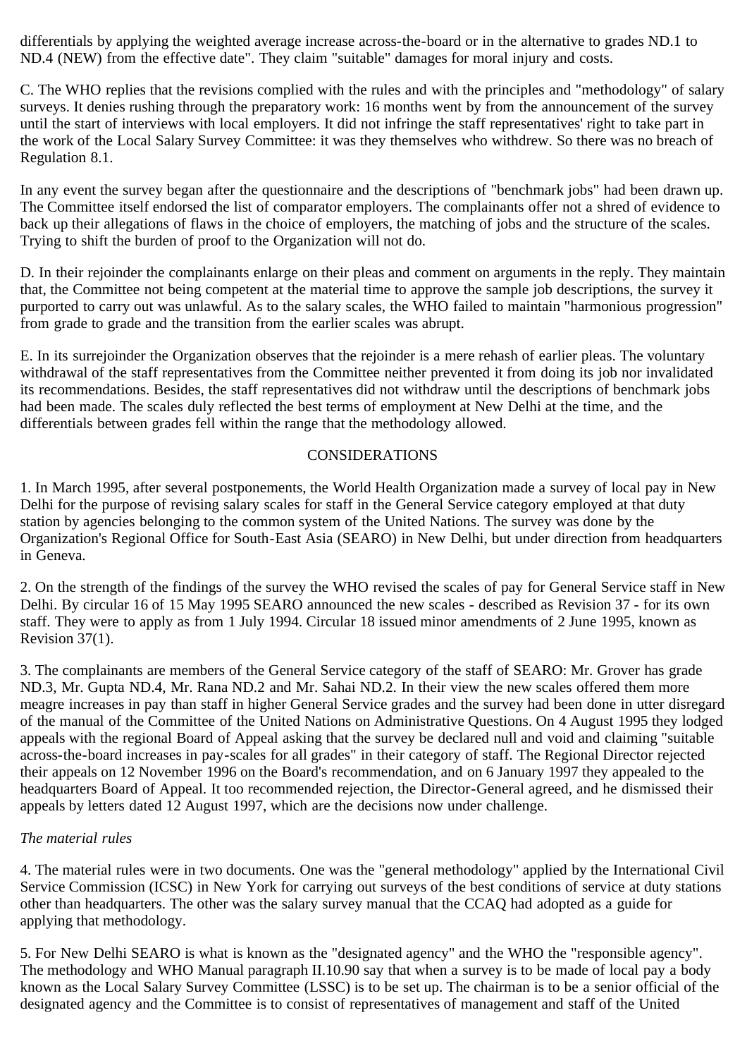differentials by applying the weighted average increase across-the-board or in the alternative to grades ND.1 to ND.4 (NEW) from the effective date". They claim "suitable" damages for moral injury and costs.

C. The WHO replies that the revisions complied with the rules and with the principles and "methodology" of salary surveys. It denies rushing through the preparatory work: 16 months went by from the announcement of the survey until the start of interviews with local employers. It did not infringe the staff representatives' right to take part in the work of the Local Salary Survey Committee: it was they themselves who withdrew. So there was no breach of Regulation 8.1.

In any event the survey began after the questionnaire and the descriptions of "benchmark jobs" had been drawn up. The Committee itself endorsed the list of comparator employers. The complainants offer not a shred of evidence to back up their allegations of flaws in the choice of employers, the matching of jobs and the structure of the scales. Trying to shift the burden of proof to the Organization will not do.

D. In their rejoinder the complainants enlarge on their pleas and comment on arguments in the reply. They maintain that, the Committee not being competent at the material time to approve the sample job descriptions, the survey it purported to carry out was unlawful. As to the salary scales, the WHO failed to maintain "harmonious progression" from grade to grade and the transition from the earlier scales was abrupt.

E. In its surrejoinder the Organization observes that the rejoinder is a mere rehash of earlier pleas. The voluntary withdrawal of the staff representatives from the Committee neither prevented it from doing its job nor invalidated its recommendations. Besides, the staff representatives did not withdraw until the descriptions of benchmark jobs had been made. The scales duly reflected the best terms of employment at New Delhi at the time, and the differentials between grades fell within the range that the methodology allowed.

## CONSIDERATIONS

1. In March 1995, after several postponements, the World Health Organization made a survey of local pay in New Delhi for the purpose of revising salary scales for staff in the General Service category employed at that duty station by agencies belonging to the common system of the United Nations. The survey was done by the Organization's Regional Office for South-East Asia (SEARO) in New Delhi, but under direction from headquarters in Geneva.

2. On the strength of the findings of the survey the WHO revised the scales of pay for General Service staff in New Delhi. By circular 16 of 15 May 1995 SEARO announced the new scales - described as Revision 37 - for its own staff. They were to apply as from 1 July 1994. Circular 18 issued minor amendments of 2 June 1995, known as Revision 37(1).

3. The complainants are members of the General Service category of the staff of SEARO: Mr. Grover has grade ND.3, Mr. Gupta ND.4, Mr. Rana ND.2 and Mr. Sahai ND.2. In their view the new scales offered them more meagre increases in pay than staff in higher General Service grades and the survey had been done in utter disregard of the manual of the Committee of the United Nations on Administrative Questions. On 4 August 1995 they lodged appeals with the regional Board of Appeal asking that the survey be declared null and void and claiming "suitable across-the-board increases in pay-scales for all grades" in their category of staff. The Regional Director rejected their appeals on 12 November 1996 on the Board's recommendation, and on 6 January 1997 they appealed to the headquarters Board of Appeal. It too recommended rejection, the Director-General agreed, and he dismissed their appeals by letters dated 12 August 1997, which are the decisions now under challenge.

*The material rules*

4. The material rules were in two documents. One was the "general methodology" applied by the International Civil Service Commission (ICSC) in New York for carrying out surveys of the best conditions of service at duty stations other than headquarters. The other was the salary survey manual that the CCAQ had adopted as a guide for applying that methodology.

5. For New Delhi SEARO is what is known as the "designated agency" and the WHO the "responsible agency". The methodology and WHO Manual paragraph II.10.90 say that when a survey is to be made of local pay a body known as the Local Salary Survey Committee (LSSC) is to be set up. The chairman is to be a senior official of the designated agency and the Committee is to consist of representatives of management and staff of the United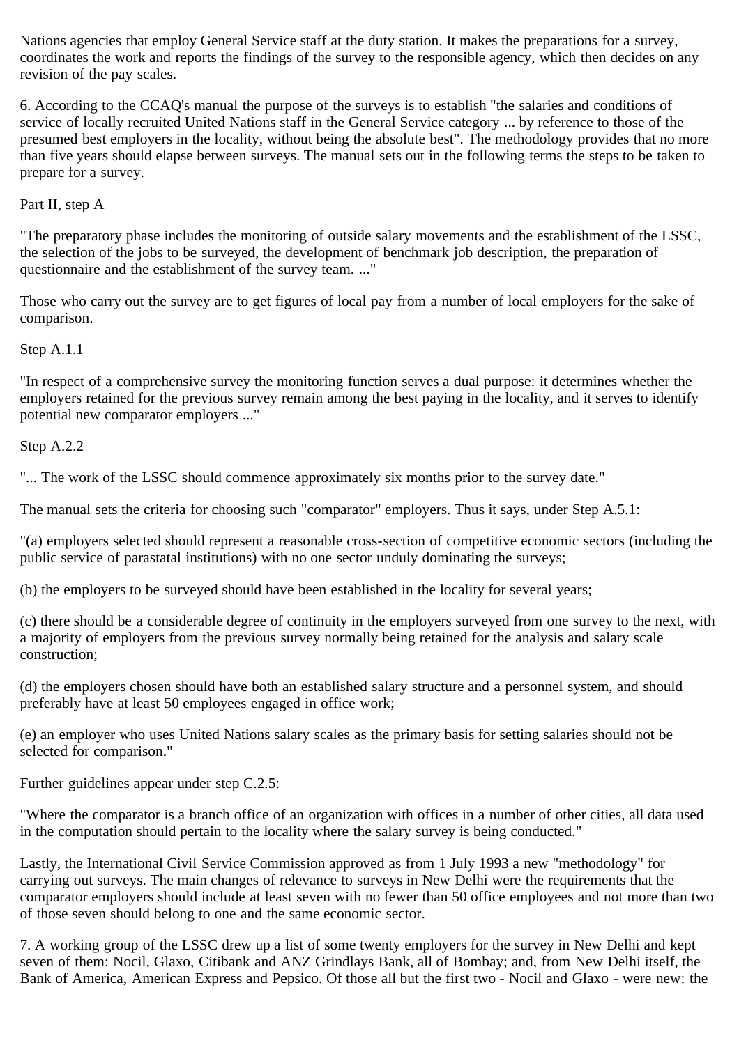Nations agencies that employ General Service staff at the duty station. It makes the preparations for a survey, coordinates the work and reports the findings of the survey to the responsible agency, which then decides on any revision of the pay scales.

6. According to the CCAQ's manual the purpose of the surveys is to establish "the salaries and conditions of service of locally recruited United Nations staff in the General Service category ... by reference to those of the presumed best employers in the locality, without being the absolute best". The methodology provides that no more than five years should elapse between surveys. The manual sets out in the following terms the steps to be taken to prepare for a survey.

Part II, step A

"The preparatory phase includes the monitoring of outside salary movements and the establishment of the LSSC, the selection of the jobs to be surveyed, the development of benchmark job description, the preparation of questionnaire and the establishment of the survey team. ..."

Those who carry out the survey are to get figures of local pay from a number of local employers for the sake of comparison.

Step A.1.1

"In respect of a comprehensive survey the monitoring function serves a dual purpose: it determines whether the employers retained for the previous survey remain among the best paying in the locality, and it serves to identify potential new comparator employers ..."

Step A.2.2

"... The work of the LSSC should commence approximately six months prior to the survey date."

The manual sets the criteria for choosing such "comparator" employers. Thus it says, under Step A.5.1:

"(a) employers selected should represent a reasonable cross-section of competitive economic sectors (including the public service of parastatal institutions) with no one sector unduly dominating the surveys;

(b) the employers to be surveyed should have been established in the locality for several years;

(c) there should be a considerable degree of continuity in the employers surveyed from one survey to the next, with a majority of employers from the previous survey normally being retained for the analysis and salary scale construction;

(d) the employers chosen should have both an established salary structure and a personnel system, and should preferably have at least 50 employees engaged in office work;

(e) an employer who uses United Nations salary scales as the primary basis for setting salaries should not be selected for comparison."

Further guidelines appear under step C.2.5:

"Where the comparator is a branch office of an organization with offices in a number of other cities, all data used in the computation should pertain to the locality where the salary survey is being conducted."

Lastly, the International Civil Service Commission approved as from 1 July 1993 a new "methodology" for carrying out surveys. The main changes of relevance to surveys in New Delhi were the requirements that the comparator employers should include at least seven with no fewer than 50 office employees and not more than two of those seven should belong to one and the same economic sector.

7. A working group of the LSSC drew up a list of some twenty employers for the survey in New Delhi and kept seven of them: Nocil, Glaxo, Citibank and ANZ Grindlays Bank, all of Bombay; and, from New Delhi itself, the Bank of America, American Express and Pepsico. Of those all but the first two - Nocil and Glaxo - were new: the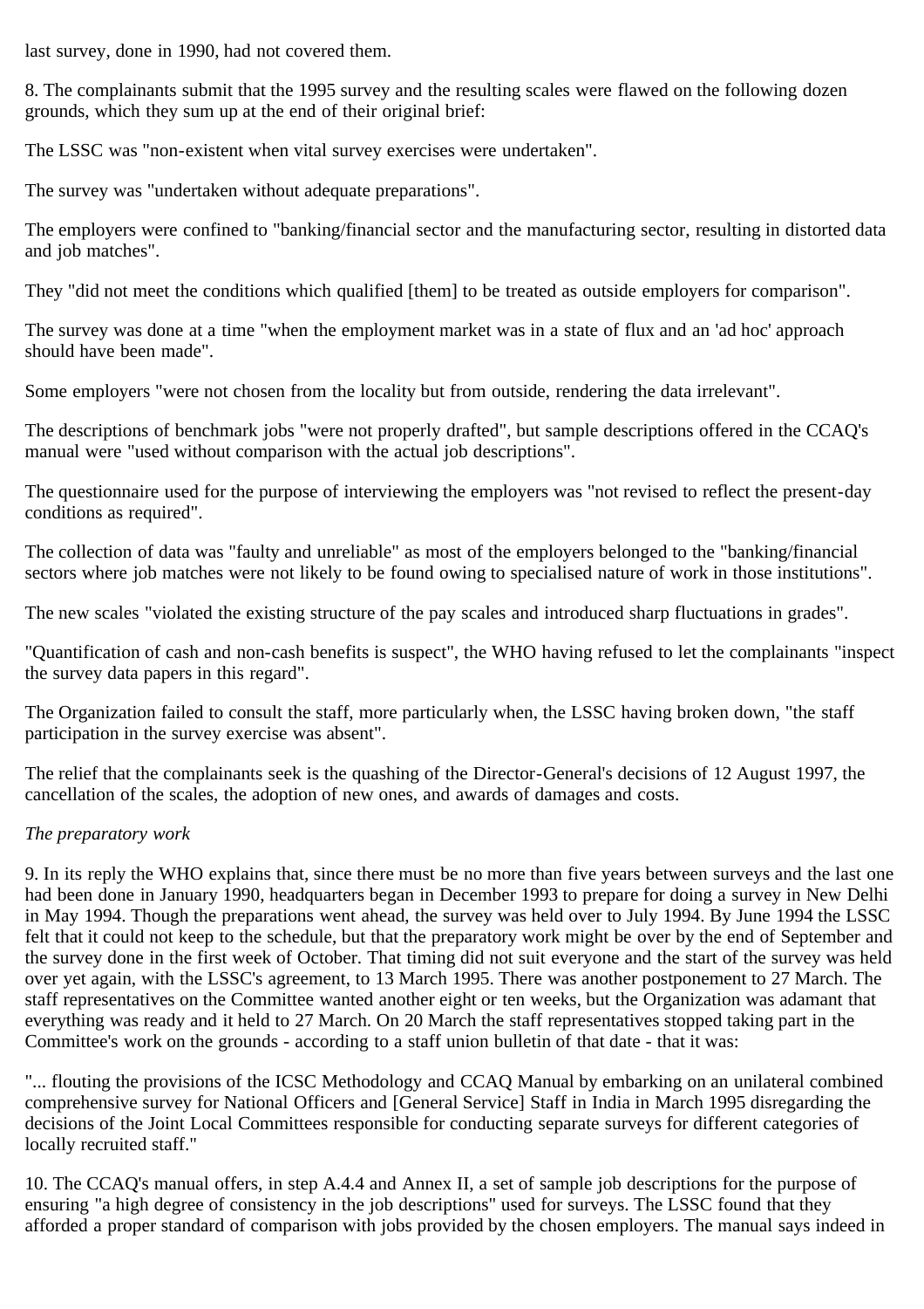last survey, done in 1990, had not covered them.

8. The complainants submit that the 1995 survey and the resulting scales were flawed on the following dozen grounds, which they sum up at the end of their original brief:

The LSSC was "non-existent when vital survey exercises were undertaken".

The survey was "undertaken without adequate preparations".

The employers were confined to "banking/financial sector and the manufacturing sector, resulting in distorted data and job matches".

They "did not meet the conditions which qualified [them] to be treated as outside employers for comparison".

The survey was done at a time "when the employment market was in a state of flux and an 'ad hoc' approach should have been made".

Some employers "were not chosen from the locality but from outside, rendering the data irrelevant".

The descriptions of benchmark jobs "were not properly drafted", but sample descriptions offered in the CCAQ's manual were "used without comparison with the actual job descriptions".

The questionnaire used for the purpose of interviewing the employers was "not revised to reflect the present-day conditions as required".

The collection of data was "faulty and unreliable" as most of the employers belonged to the "banking/financial sectors where job matches were not likely to be found owing to specialised nature of work in those institutions".

The new scales "violated the existing structure of the pay scales and introduced sharp fluctuations in grades".

"Quantification of cash and non-cash benefits is suspect", the WHO having refused to let the complainants "inspect the survey data papers in this regard".

The Organization failed to consult the staff, more particularly when, the LSSC having broken down, "the staff participation in the survey exercise was absent".

The relief that the complainants seek is the quashing of the Director-General's decisions of 12 August 1997, the cancellation of the scales, the adoption of new ones, and awards of damages and costs.

*The preparatory work*

9. In its reply the WHO explains that, since there must be no more than five years between surveys and the last one had been done in January 1990, headquarters began in December 1993 to prepare for doing a survey in New Delhi in May 1994. Though the preparations went ahead, the survey was held over to July 1994. By June 1994 the LSSC felt that it could not keep to the schedule, but that the preparatory work might be over by the end of September and the survey done in the first week of October. That timing did not suit everyone and the start of the survey was held over yet again, with the LSSC's agreement, to 13 March 1995. There was another postponement to 27 March. The staff representatives on the Committee wanted another eight or ten weeks, but the Organization was adamant that everything was ready and it held to 27 March. On 20 March the staff representatives stopped taking part in the Committee's work on the grounds - according to a staff union bulletin of that date - that it was:

"... flouting the provisions of the ICSC Methodology and CCAQ Manual by embarking on an unilateral combined comprehensive survey for National Officers and [General Service] Staff in India in March 1995 disregarding the decisions of the Joint Local Committees responsible for conducting separate surveys for different categories of locally recruited staff."

10. The CCAQ's manual offers, in step A.4.4 and Annex II, a set of sample job descriptions for the purpose of ensuring "a high degree of consistency in the job descriptions" used for surveys. The LSSC found that they afforded a proper standard of comparison with jobs provided by the chosen employers. The manual says indeed in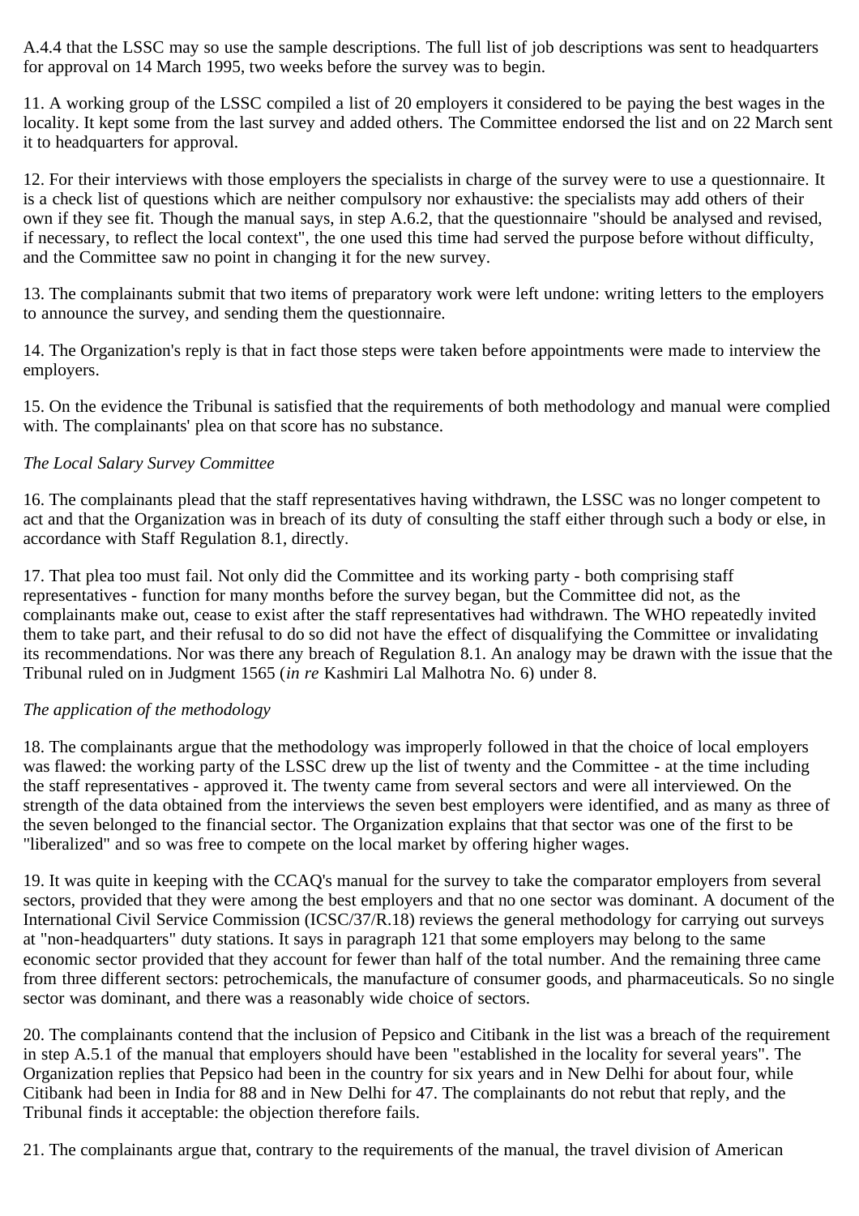A.4.4 that the LSSC may so use the sample descriptions. The full list of job descriptions was sent to headquarters for approval on 14 March 1995, two weeks before the survey was to begin.

11. A working group of the LSSC compiled a list of 20 employers it considered to be paying the best wages in the locality. It kept some from the last survey and added others. The Committee endorsed the list and on 22 March sent it to headquarters for approval.

12. For their interviews with those employers the specialists in charge of the survey were to use a questionnaire. It is a check list of questions which are neither compulsory nor exhaustive: the specialists may add others of their own if they see fit. Though the manual says, in step A.6.2, that the questionnaire "should be analysed and revised, if necessary, to reflect the local context", the one used this time had served the purpose before without difficulty, and the Committee saw no point in changing it for the new survey.

13. The complainants submit that two items of preparatory work were left undone: writing letters to the employers to announce the survey, and sending them the questionnaire.

14. The Organization's reply is that in fact those steps were taken before appointments were made to interview the employers.

15. On the evidence the Tribunal is satisfied that the requirements of both methodology and manual were complied with. The complainants' plea on that score has no substance.

*The Local Salary Survey Committee*

16. The complainants plead that the staff representatives having withdrawn, the LSSC was no longer competent to act and that the Organization was in breach of its duty of consulting the staff either through such a body or else, in accordance with Staff Regulation 8.1, directly.

17. That plea too must fail. Not only did the Committee and its working party - both comprising staff representatives - function for many months before the survey began, but the Committee did not, as the complainants make out, cease to exist after the staff representatives had withdrawn. The WHO repeatedly invited them to take part, and their refusal to do so did not have the effect of disqualifying the Committee or invalidating its recommendations. Nor was there any breach of Regulation 8.1. An analogy may be drawn with the issue that the Tribunal ruled on in Judgment 1565 (*in re* Kashmiri Lal Malhotra No. 6) under 8.

*The application of the methodology*

18. The complainants argue that the methodology was improperly followed in that the choice of local employers was flawed: the working party of the LSSC drew up the list of twenty and the Committee - at the time including the staff representatives - approved it. The twenty came from several sectors and were all interviewed. On the strength of the data obtained from the interviews the seven best employers were identified, and as many as three of the seven belonged to the financial sector. The Organization explains that that sector was one of the first to be "liberalized" and so was free to compete on the local market by offering higher wages.

19. It was quite in keeping with the CCAQ's manual for the survey to take the comparator employers from several sectors, provided that they were among the best employers and that no one sector was dominant. A document of the International Civil Service Commission (ICSC/37/R.18) reviews the general methodology for carrying out surveys at "non-headquarters" duty stations. It says in paragraph 121 that some employers may belong to the same economic sector provided that they account for fewer than half of the total number. And the remaining three came from three different sectors: petrochemicals, the manufacture of consumer goods, and pharmaceuticals. So no single sector was dominant, and there was a reasonably wide choice of sectors.

20. The complainants contend that the inclusion of Pepsico and Citibank in the list was a breach of the requirement in step A.5.1 of the manual that employers should have been "established in the locality for several years". The Organization replies that Pepsico had been in the country for six years and in New Delhi for about four, while Citibank had been in India for 88 and in New Delhi for 47. The complainants do not rebut that reply, and the Tribunal finds it acceptable: the objection therefore fails.

21. The complainants argue that, contrary to the requirements of the manual, the travel division of American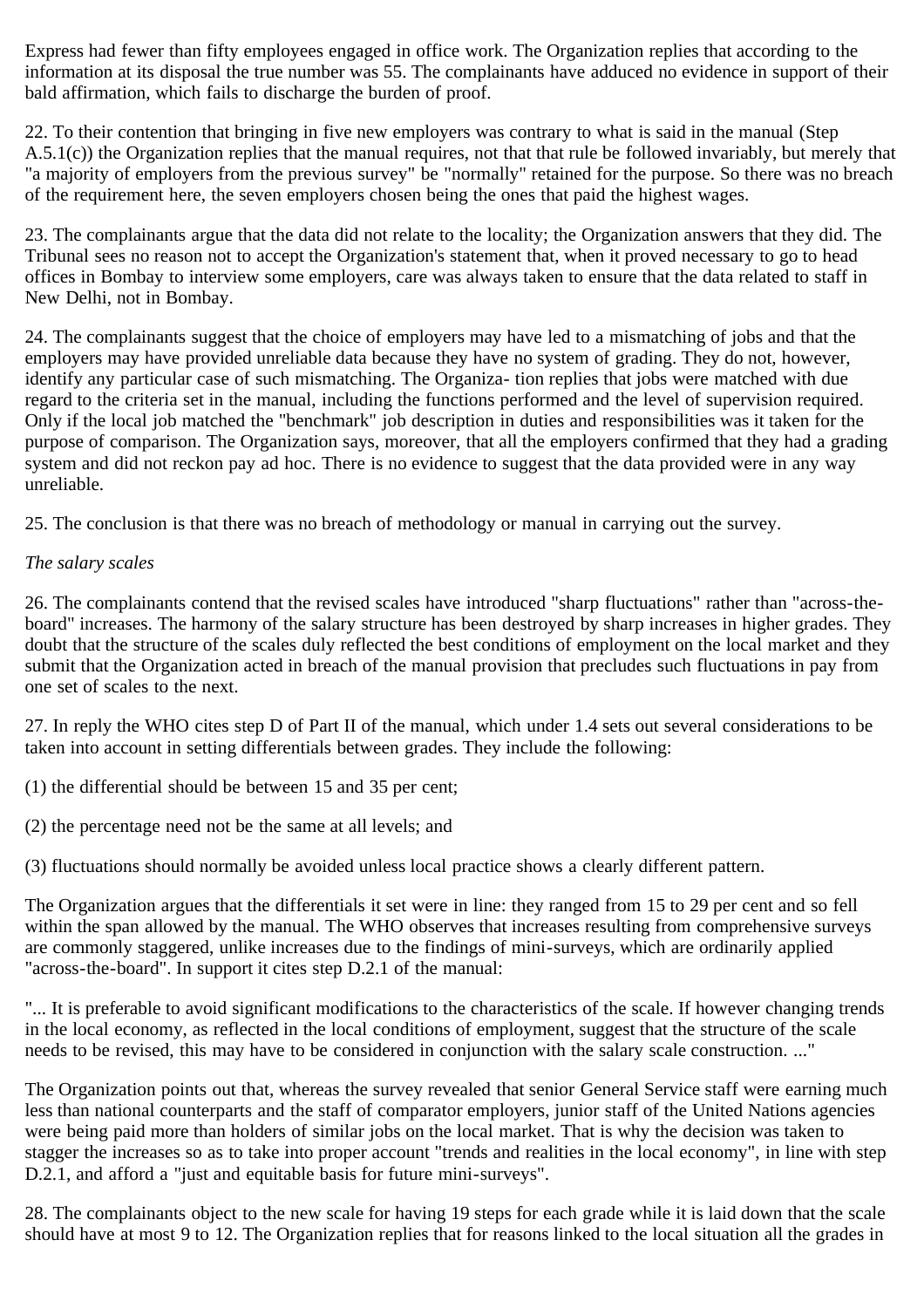Express had fewer than fifty employees engaged in office work. The Organization replies that according to the information at its disposal the true number was 55. The complainants have adduced no evidence in support of their bald affirmation, which fails to discharge the burden of proof.

22. To their contention that bringing in five new employers was contrary to what is said in the manual (Step A.5.1(c)) the Organization replies that the manual requires, not that that rule be followed invariably, but merely that "a majority of employers from the previous survey" be "normally" retained for the purpose. So there was no breach of the requirement here, the seven employers chosen being the ones that paid the highest wages.

23. The complainants argue that the data did not relate to the locality; the Organization answers that they did. The Tribunal sees no reason not to accept the Organization's statement that, when it proved necessary to go to head offices in Bombay to interview some employers, care was always taken to ensure that the data related to staff in New Delhi, not in Bombay.

24. The complainants suggest that the choice of employers may have led to a mismatching of jobs and that the employers may have provided unreliable data because they have no system of grading. They do not, however, identify any particular case of such mismatching. The Organiza- tion replies that jobs were matched with due regard to the criteria set in the manual, including the functions performed and the level of supervision required. Only if the local job matched the "benchmark" job description in duties and responsibilities was it taken for the purpose of comparison. The Organization says, moreover, that all the employers confirmed that they had a grading system and did not reckon pay ad hoc. There is no evidence to suggest that the data provided were in any way unreliable.

25. The conclusion is that there was no breach of methodology or manual in carrying out the survey.

*The salary scales*

26. The complainants contend that the revised scales have introduced "sharp fluctuations" rather than "across-the-board" increases. The harmony of the salary structure has been destroyed by sharp increases in higher grades. They doubt that the structure of the scales duly reflected the best conditions of employment on the local market and they submit that the Organization acted in breach of the manual provision that precludes such fluctuations in pay from one set of scales to the next.

27. In reply the WHO cites step D of Part II of the manual, which under 1.4 sets out several considerations to be taken into account in setting differentials between grades. They include the following:

(1) the differential should be between 15 and 35 per cent;

(2) the percentage need not be the same at all levels; and

(3) fluctuations should normally be avoided unless local practice shows a clearly different pattern.

The Organization argues that the differentials it set were in line: they ranged from 15 to 29 per cent and so fell within the span allowed by the manual. The WHO observes that increases resulting from comprehensive surveys are commonly staggered, unlike increases due to the findings of mini-surveys, which are ordinarily applied "across-the-board". In support it cites step D.2.1 of the manual:

"... It is preferable to avoid significant modifications to the characteristics of the scale. If however changing trends in the local economy, as reflected in the local conditions of employment, suggest that the structure of the scale needs to be revised, this may have to be considered in conjunction with the salary scale construction. ..."

The Organization points out that, whereas the survey revealed that senior General Service staff were earning much less than national counterparts and the staff of comparator employers, junior staff of the United Nations agencies were being paid more than holders of similar jobs on the local market. That is why the decision was taken to stagger the increases so as to take into proper account "trends and realities in the local economy", in line with step D.2.1, and afford a "just and equitable basis for future mini-surveys".

28. The complainants object to the new scale for having 19 steps for each grade while it is laid down that the scale should have at most 9 to 12. The Organization replies that for reasons linked to the local situation all the grades in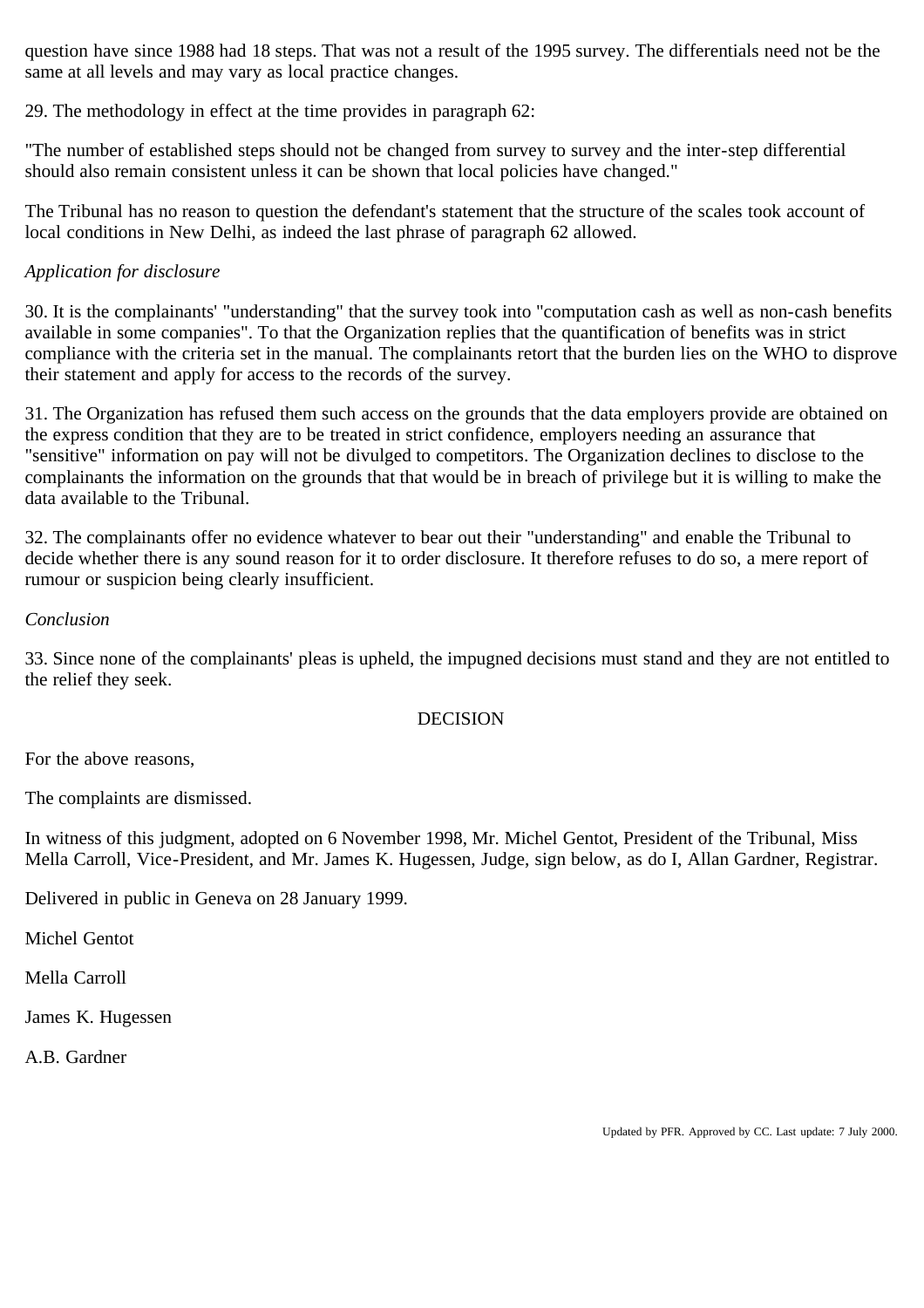question have since 1988 had 18 steps. That was not a result of the 1995 survey. The differentials need not be the same at all levels and may vary as local practice changes.

29. The methodology in effect at the time provides in paragraph 62:

"The number of established steps should not be changed from survey to survey and the inter-step differential should also remain consistent unless it can be shown that local policies have changed."

The Tribunal has no reason to question the defendant's statement that the structure of the scales took account of local conditions in New Delhi, as indeed the last phrase of paragraph 62 allowed.

*Application for disclosure*

30. It is the complainants' "understanding" that the survey took into "computation cash as well as non-cash benefits available in some companies". To that the Organization replies that the quantification of benefits was in strict compliance with the criteria set in the manual. The complainants retort that the burden lies on the WHO to disprove their statement and apply for access to the records of the survey.

31. The Organization has refused them such access on the grounds that the data employers provide are obtained on the express condition that they are to be treated in strict confidence, employers needing an assurance that "sensitive" information on pay will not be divulged to competitors. The Organization declines to disclose to the complainants the information on the grounds that that would be in breach of privilege but it is willing to make the data available to the Tribunal.

32. The complainants offer no evidence whatever to bear out their "understanding" and enable the Tribunal to decide whether there is any sound reason for it to order disclosure. It therefore refuses to do so, a mere report of rumour or suspicion being clearly insufficient.

*Conclusion*

33. Since none of the complainants' pleas is upheld, the impugned decisions must stand and they are not entitled to the relief they seek.

DECISION

For the above reasons,

The complaints are dismissed.

In witness of this judgment, adopted on 6 November 1998, Mr. Michel Gentot, President of the Tribunal, Miss Mella Carroll, Vice-President, and Mr. James K. Hugessen, Judge, sign below, as do I, Allan Gardner, Registrar.

Delivered in public in Geneva on 28 January 1999.

Michel Gentot

Mella Carroll

James K. Hugessen

A.B. Gardner

Updated by PFR. Approved by CC. Last update: 7 July 2000.